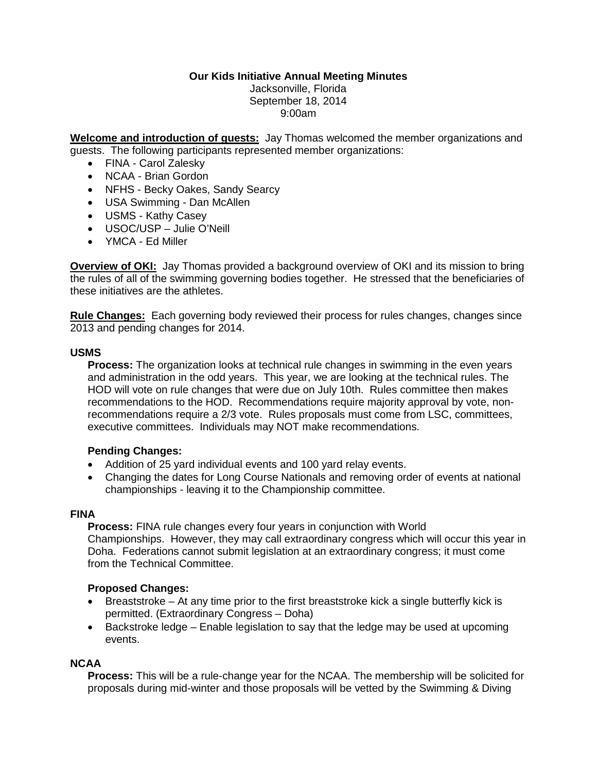# Our Kids Initiative Annual Meeting Minutes

Jacksonville, Florida
September 18, 2014
9:00am

**Welcome and introduction of guests:** Jay Thomas welcomed the member organizations and guests. The following participants represented member organizations:

- FINA - Carol Zalesky
- NCAA - Brian Gordon
- NFHS - Becky Oakes, Sandy Searcy
- USA Swimming - Dan McAllen
- USMS - Kathy Casey
- USOC/USP – Julie O'Neill
- YMCA - Ed Miller

**Overview of OKI:** Jay Thomas provided a background overview of OKI and its mission to bring the rules of all of the swimming governing bodies together. He stressed that the beneficiaries of these initiatives are the athletes.

**Rule Changes:** Each governing body reviewed their process for rules changes, changes since 2013 and pending changes for 2014.

### USMS

**Process:** The organization looks at technical rule changes in swimming in the even years and administration in the odd years. This year, we are looking at the technical rules. The HOD will vote on rule changes that were due on July 10th. Rules committee then makes recommendations to the HOD. Recommendations require majority approval by vote, non-recommendations require a 2/3 vote. Rules proposals must come from LSC, committees, executive committees. Individuals may NOT make recommendations.

**Pending Changes:**

- Addition of 25 yard individual events and 100 yard relay events.
- Changing the dates for Long Course Nationals and removing order of events at national championships - leaving it to the Championship committee.

### FINA

**Process:** FINA rule changes every four years in conjunction with World Championships. However, they may call extraordinary congress which will occur this year in Doha. Federations cannot submit legislation at an extraordinary congress; it must come from the Technical Committee.

**Proposed Changes:**

- Breaststroke – At any time prior to the first breaststroke kick a single butterfly kick is permitted. (Extraordinary Congress – Doha)
- Backstroke ledge – Enable legislation to say that the ledge may be used at upcoming events.

### NCAA

**Process:** This will be a rule-change year for the NCAA. The membership will be solicited for proposals during mid-winter and those proposals will be vetted by the Swimming & Diving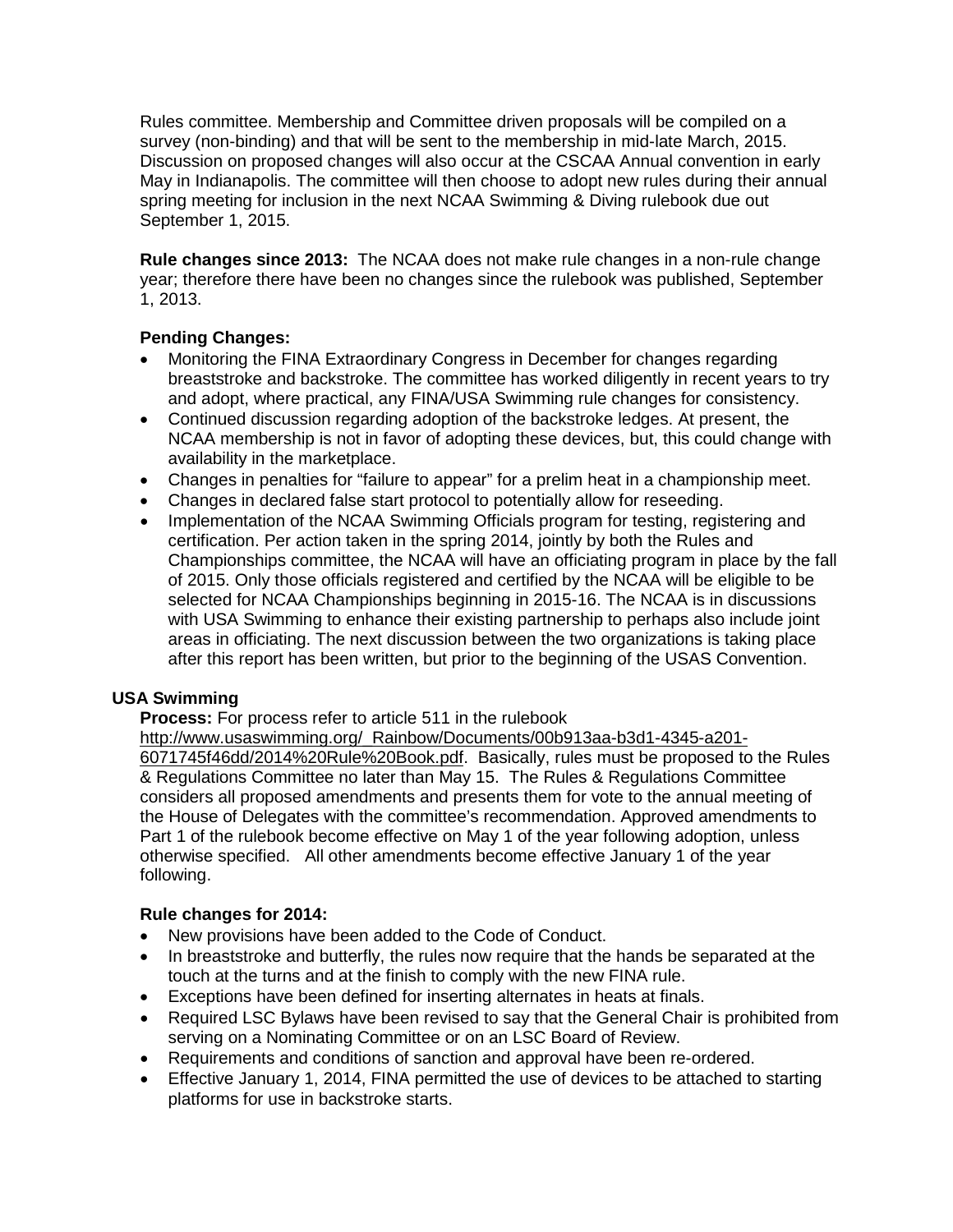Rules committee. Membership and Committee driven proposals will be compiled on a survey (non-binding) and that will be sent to the membership in mid-late March, 2015. Discussion on proposed changes will also occur at the CSCAA Annual convention in early May in Indianapolis. The committee will then choose to adopt new rules during their annual spring meeting for inclusion in the next NCAA Swimming & Diving rulebook due out September 1, 2015.

**Rule changes since 2013:** The NCAA does not make rule changes in a non-rule change year; therefore there have been no changes since the rulebook was published, September 1, 2013.

**Pending Changes:**

- Monitoring the FINA Extraordinary Congress in December for changes regarding breaststroke and backstroke. The committee has worked diligently in recent years to try and adopt, where practical, any FINA/USA Swimming rule changes for consistency.
- Continued discussion regarding adoption of the backstroke ledges. At present, the NCAA membership is not in favor of adopting these devices, but, this could change with availability in the marketplace.
- Changes in penalties for "failure to appear" for a prelim heat in a championship meet.
- Changes in declared false start protocol to potentially allow for reseeding.
- Implementation of the NCAA Swimming Officials program for testing, registering and certification. Per action taken in the spring 2014, jointly by both the Rules and Championships committee, the NCAA will have an officiating program in place by the fall of 2015. Only those officials registered and certified by the NCAA will be eligible to be selected for NCAA Championships beginning in 2015-16. The NCAA is in discussions with USA Swimming to enhance their existing partnership to perhaps also include joint areas in officiating. The next discussion between the two organizations is taking place after this report has been written, but prior to the beginning of the USAS Convention.

## USA Swimming

**Process:** For process refer to article 511 in the rulebook http://www.usaswimming.org/_Rainbow/Documents/00b913aa-b3d1-4345-a201-6071745f46dd/2014%20Rule%20Book.pdf. Basically, rules must be proposed to the Rules & Regulations Committee no later than May 15. The Rules & Regulations Committee considers all proposed amendments and presents them for vote to the annual meeting of the House of Delegates with the committee's recommendation. Approved amendments to Part 1 of the rulebook become effective on May 1 of the year following adoption, unless otherwise specified. All other amendments become effective January 1 of the year following.

**Rule changes for 2014:**

- New provisions have been added to the Code of Conduct.
- In breaststroke and butterfly, the rules now require that the hands be separated at the touch at the turns and at the finish to comply with the new FINA rule.
- Exceptions have been defined for inserting alternates in heats at finals.
- Required LSC Bylaws have been revised to say that the General Chair is prohibited from serving on a Nominating Committee or on an LSC Board of Review.
- Requirements and conditions of sanction and approval have been re-ordered.
- Effective January 1, 2014, FINA permitted the use of devices to be attached to starting platforms for use in backstroke starts.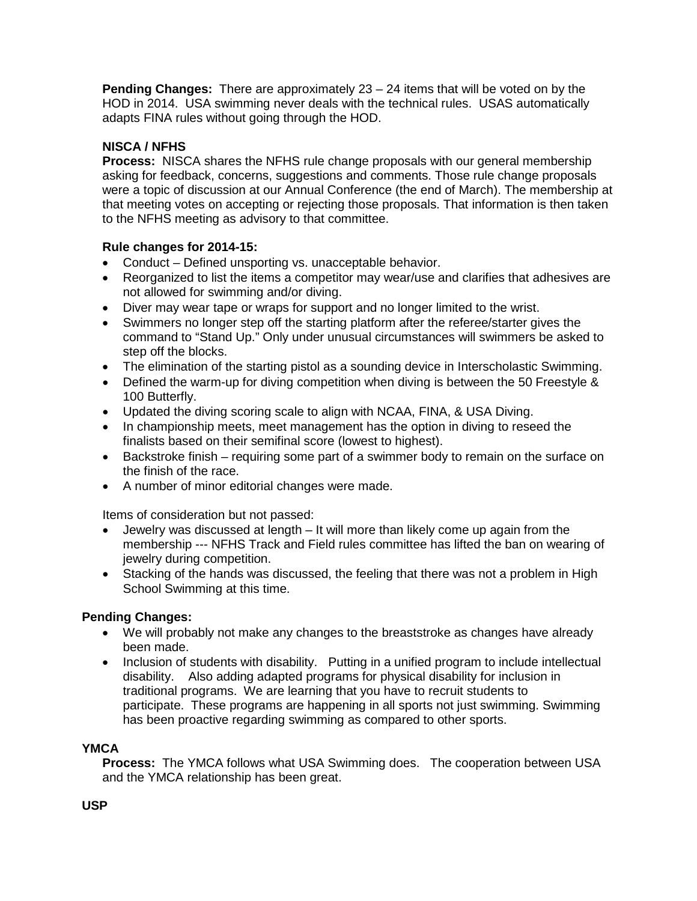**Pending Changes:** There are approximately 23 – 24 items that will be voted on by the HOD in 2014. USA swimming never deals with the technical rules. USAS automatically adapts FINA rules without going through the HOD.

**NISCA / NFHS**

**Process:** NISCA shares the NFHS rule change proposals with our general membership asking for feedback, concerns, suggestions and comments. Those rule change proposals were a topic of discussion at our Annual Conference (the end of March). The membership at that meeting votes on accepting or rejecting those proposals. That information is then taken to the NFHS meeting as advisory to that committee.

**Rule changes for 2014-15:**

- Conduct – Defined unsporting vs. unacceptable behavior.
- Reorganized to list the items a competitor may wear/use and clarifies that adhesives are not allowed for swimming and/or diving.
- Diver may wear tape or wraps for support and no longer limited to the wrist.
- Swimmers no longer step off the starting platform after the referee/starter gives the command to "Stand Up." Only under unusual circumstances will swimmers be asked to step off the blocks.
- The elimination of the starting pistol as a sounding device in Interscholastic Swimming.
- Defined the warm-up for diving competition when diving is between the 50 Freestyle & 100 Butterfly.
- Updated the diving scoring scale to align with NCAA, FINA, & USA Diving.
- In championship meets, meet management has the option in diving to reseed the finalists based on their semifinal score (lowest to highest).
- Backstroke finish – requiring some part of a swimmer body to remain on the surface on the finish of the race.
- A number of minor editorial changes were made.

Items of consideration but not passed:

- Jewelry was discussed at length – It will more than likely come up again from the membership --- NFHS Track and Field rules committee has lifted the ban on wearing of jewelry during competition.
- Stacking of the hands was discussed, the feeling that there was not a problem in High School Swimming at this time.

**Pending Changes:**

- We will probably not make any changes to the breaststroke as changes have already been made.
- Inclusion of students with disability. Putting in a unified program to include intellectual disability. Also adding adapted programs for physical disability for inclusion in traditional programs. We are learning that you have to recruit students to participate. These programs are happening in all sports not just swimming. Swimming has been proactive regarding swimming as compared to other sports.

**YMCA**

**Process:** The YMCA follows what USA Swimming does. The cooperation between USA and the YMCA relationship has been great.

**USP**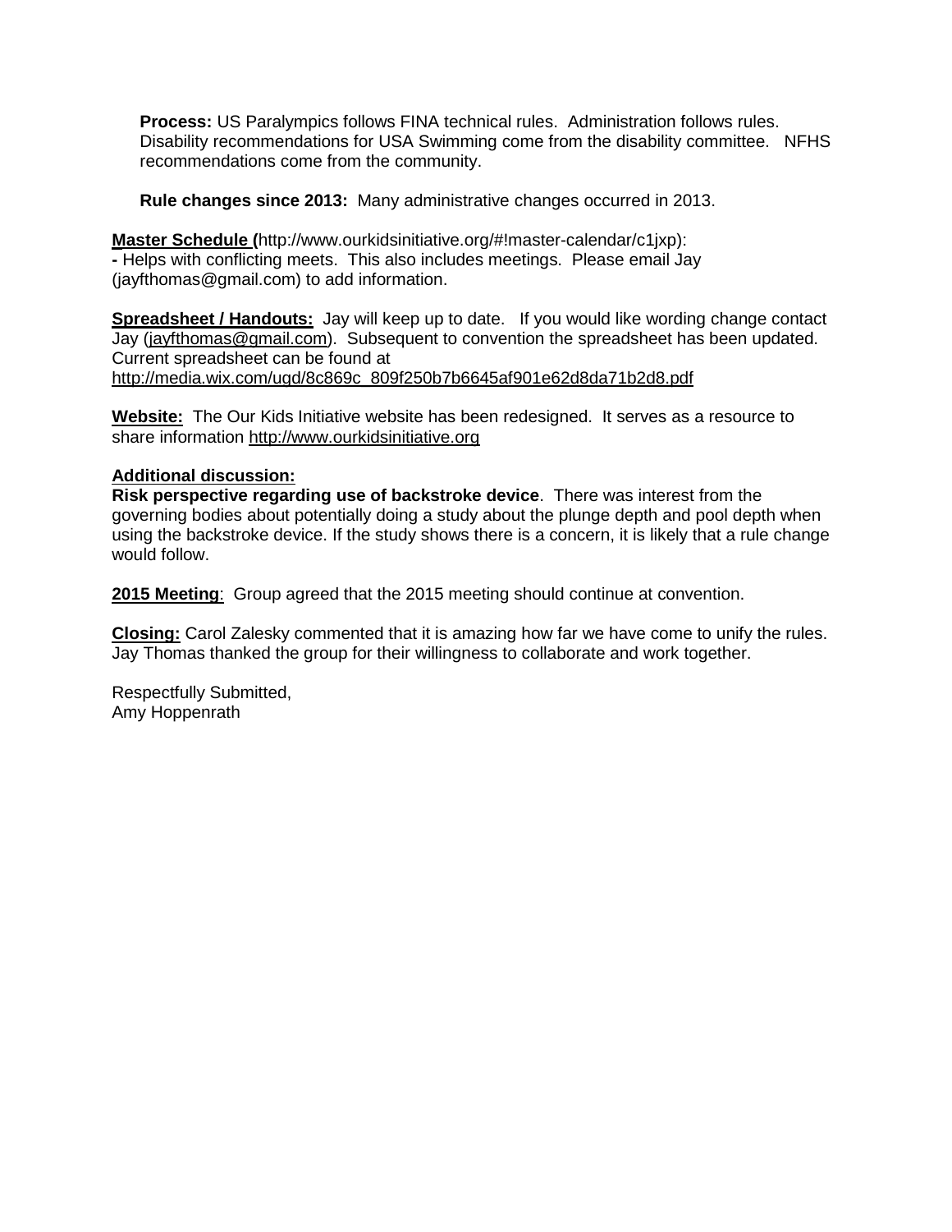**Process:** US Paralympics follows FINA technical rules. Administration follows rules. Disability recommendations for USA Swimming come from the disability committee. NFHS recommendations come from the community.

**Rule changes since 2013:** Many administrative changes occurred in 2013.

**Master Schedule (**http://www.ourkidsinitiative.org/#!master-calendar/c1jxp):
**-** Helps with conflicting meets. This also includes meetings. Please email Jay (jayfthomas@gmail.com) to add information.

**Spreadsheet / Handouts:** Jay will keep up to date. If you would like wording change contact Jay (jayfthomas@gmail.com). Subsequent to convention the spreadsheet has been updated. Current spreadsheet can be found at http://media.wix.com/ugd/8c869c_809f250b7b6645af901e62d8da71b2d8.pdf

**Website:** The Our Kids Initiative website has been redesigned. It serves as a resource to share information http://www.ourkidsinitiative.org

**Additional discussion:**
**Risk perspective regarding use of backstroke device**. There was interest from the governing bodies about potentially doing a study about the plunge depth and pool depth when using the backstroke device. If the study shows there is a concern, it is likely that a rule change would follow.

**2015 Meeting**: Group agreed that the 2015 meeting should continue at convention.

**Closing:** Carol Zalesky commented that it is amazing how far we have come to unify the rules. Jay Thomas thanked the group for their willingness to collaborate and work together.

Respectfully Submitted,
Amy Hoppenrath